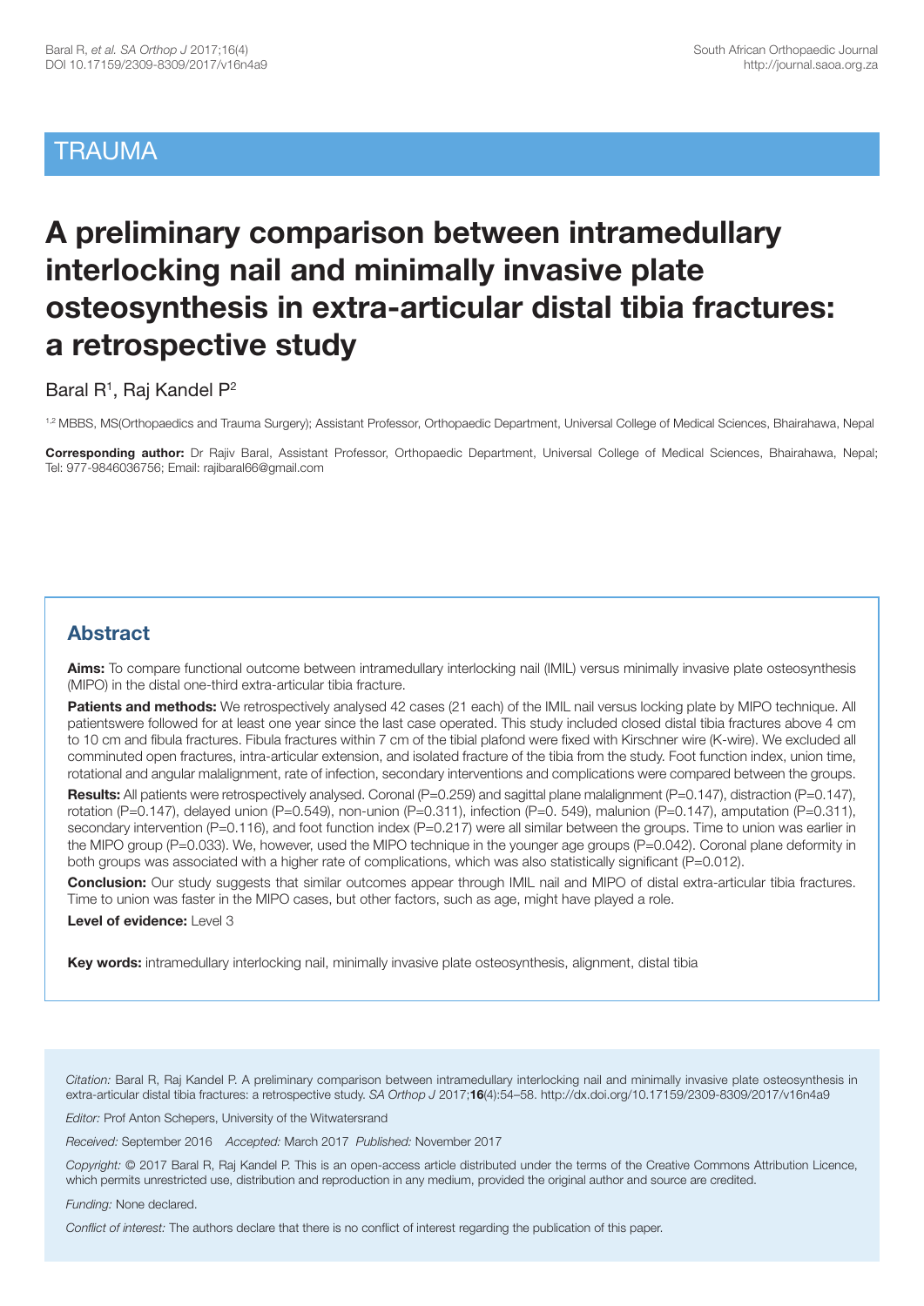TRAUMA

# A preliminary comparison between intramedullary interlocking nail and minimally invasive plate osteosynthesis in extra-articular distal tibia fractures: a retrospective study

Baral R[1], Raj Kandel P[2]

[1,2] MBBS, MS(Orthopaedics and Trauma Surgery); Assistant Professor, Orthopaedic Department, Universal College of Medical Sciences, Bhairahawa, Nepal

**Corresponding author:** Dr Rajiv Baral, Assistant Professor, Orthopaedic Department, Universal College of Medical Sciences, Bhairahawa, Nepal; Tel: 977-9846036756; Email: rajibaral66@gmail.com

## Abstract

**Aims:** To compare functional outcome between intramedullary interlocking nail (IMIL) versus minimally invasive plate osteosynthesis (MIPO) in the distal one-third extra-articular tibia fracture.

**Patients and methods:** We retrospectively analysed 42 cases (21 each) of the IMIL nail versus locking plate by MIPO technique. All patientswere followed for at least one year since the last case operated. This study included closed distal tibia fractures above 4 cm to 10 cm and fibula fractures. Fibula fractures within 7 cm of the tibial plafond were fixed with Kirschner wire (K-wire). We excluded all comminuted open fractures, intra-articular extension, and isolated fracture of the tibia from the study. Foot function index, union time, rotational and angular malalignment, rate of infection, secondary interventions and complications were compared between the groups.

**Results:** All patients were retrospectively analysed. Coronal (P=0.259) and sagittal plane malalignment (P=0.147), distraction (P=0.147), rotation (P=0.147), delayed union (P=0.549), non-union (P=0.311), infection (P=0. 549), malunion (P=0.147), amputation (P=0.311), secondary intervention (P=0.116), and foot function index (P=0.217) were all similar between the groups. Time to union was earlier in the MIPO group (P=0.033). We, however, used the MIPO technique in the younger age groups (P=0.042). Coronal plane deformity in both groups was associated with a higher rate of complications, which was also statistically significant (P=0.012).

**Conclusion:** Our study suggests that similar outcomes appear through IMIL nail and MIPO of distal extra-articular tibia fractures. Time to union was faster in the MIPO cases, but other factors, such as age, might have played a role.

**Level of evidence:** Level 3

**Key words:** intramedullary interlocking nail, minimally invasive plate osteosynthesis, alignment, distal tibia

*Citation:* Baral R, Raj Kandel P. A preliminary comparison between intramedullary interlocking nail and minimally invasive plate osteosynthesis in extra-articular distal tibia fractures: a retrospective study. *SA Orthop J* 2017;**16**(4):54–58. http://dx.doi.org/10.17159/2309-8309/2017/v16n4a9

*Editor:* Prof Anton Schepers, University of the Witwatersrand

*Received:* September 2016 *Accepted:* March 2017 *Published:* November 2017

*Copyright:* © 2017 Baral R, Raj Kandel P. This is an open-access article distributed under the terms of the Creative Commons Attribution Licence, which permits unrestricted use, distribution and reproduction in any medium, provided the original author and source are credited.

*Funding:* None declared.

*Conflict of interest:* The authors declare that there is no conflict of interest regarding the publication of this paper.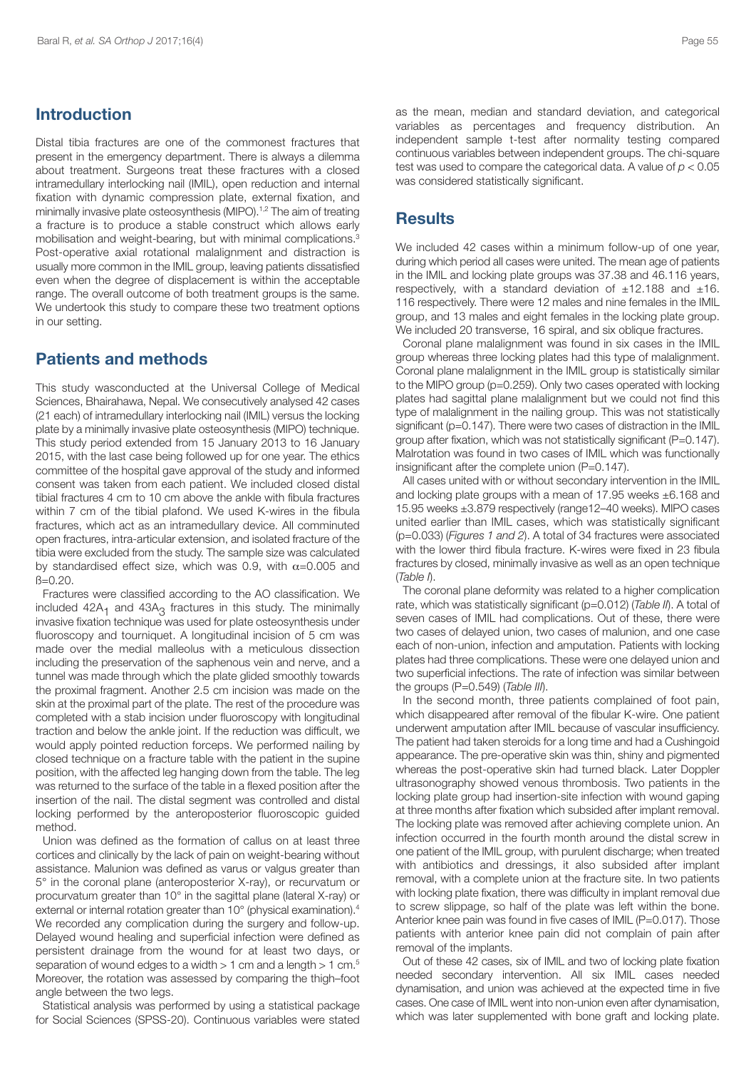## Introduction

Distal tibia fractures are one of the commonest fractures that present in the emergency department. There is always a dilemma about treatment. Surgeons treat these fractures with a closed intramedullary interlocking nail (IMIL), open reduction and internal fixation with dynamic compression plate, external fixation, and minimally invasive plate osteosynthesis (MIPO).[1,2] The aim of treating a fracture is to produce a stable construct which allows early mobilisation and weight-bearing, but with minimal complications.[3] Post-operative axial rotational malalignment and distraction is usually more common in the IMIL group, leaving patients dissatisfied even when the degree of displacement is within the acceptable range. The overall outcome of both treatment groups is the same. We undertook this study to compare these two treatment options in our setting.

## Patients and methods

This study wasconducted at the Universal College of Medical Sciences, Bhairahawa, Nepal. We consecutively analysed 42 cases (21 each) of intramedullary interlocking nail (IMIL) versus the locking plate by a minimally invasive plate osteosynthesis (MIPO) technique. This study period extended from 15 January 2013 to 16 January 2015, with the last case being followed up for one year. The ethics committee of the hospital gave approval of the study and informed consent was taken from each patient. We included closed distal tibial fractures 4 cm to 10 cm above the ankle with fibula fractures within 7 cm of the tibial plafond. We used K-wires in the fibula fractures, which act as an intramedullary device. All comminuted open fractures, intra-articular extension, and isolated fracture of the tibia were excluded from the study. The sample size was calculated by standardised effect size, which was 0.9, with $\alpha$=0.005 and $\beta$=0.20.

Fractures were classified according to the AO classification. We included $42A_1$ and $43A_3$ fractures in this study. The minimally invasive fixation technique was used for plate osteosynthesis under fluoroscopy and tourniquet. A longitudinal incision of 5 cm was made over the medial malleolus with a meticulous dissection including the preservation of the saphenous vein and nerve, and a tunnel was made through which the plate glided smoothly towards the proximal fragment. Another 2.5 cm incision was made on the skin at the proximal part of the plate. The rest of the procedure was completed with a stab incision under fluoroscopy with longitudinal traction and below the ankle joint. If the reduction was difficult, we would apply pointed reduction forceps. We performed nailing by closed technique on a fracture table with the patient in the supine position, with the affected leg hanging down from the table. The leg was returned to the surface of the table in a flexed position after the insertion of the nail. The distal segment was controlled and distal locking performed by the anteroposterior fluoroscopic guided method.

Union was defined as the formation of callus on at least three cortices and clinically by the lack of pain on weight-bearing without assistance. Malunion was defined as varus or valgus greater than 5° in the coronal plane (anteroposterior X-ray), or recurvatum or procurvatum greater than 10° in the sagittal plane (lateral X-ray) or external or internal rotation greater than 10° (physical examination).[4] We recorded any complication during the surgery and follow-up. Delayed wound healing and superficial infection were defined as persistent drainage from the wound for at least two days, or separation of wound edges to a width > 1 cm and a length > 1 cm.[5] Moreover, the rotation was assessed by comparing the thigh–foot angle between the two legs.

Statistical analysis was performed by using a statistical package for Social Sciences (SPSS-20). Continuous variables were stated as the mean, median and standard deviation, and categorical variables as percentages and frequency distribution. An independent sample t-test after normality testing compared continuous variables between independent groups. The chi-square test was used to compare the categorical data. A value of $p < 0.05$ was considered statistically significant.

## Results

We included 42 cases within a minimum follow-up of one year, during which period all cases were united. The mean age of patients in the IMIL and locking plate groups was 37.38 and 46.116 years, respectively, with a standard deviation of ±12.188 and ±16. 116 respectively. There were 12 males and nine females in the IMIL group, and 13 males and eight females in the locking plate group. We included 20 transverse, 16 spiral, and six oblique fractures.

Coronal plane malalignment was found in six cases in the IMIL group whereas three locking plates had this type of malalignment. Coronal plane malalignment in the IMIL group is statistically similar to the MIPO group (p=0.259). Only two cases operated with locking plates had sagittal plane malalignment but we could not find this type of malalignment in the nailing group. This was not statistically significant (p=0.147). There were two cases of distraction in the IMIL group after fixation, which was not statistically significant (P=0.147). Malrotation was found in two cases of IMIL which was functionally insignificant after the complete union (P=0.147).

All cases united with or without secondary intervention in the IMIL and locking plate groups with a mean of 17.95 weeks ±6.168 and 15.95 weeks ±3.879 respectively (range12–40 weeks). MIPO cases united earlier than IMIL cases, which was statistically significant (p=0.033) (*Figures 1 and 2*). A total of 34 fractures were associated with the lower third fibula fracture. K-wires were fixed in 23 fibula fractures by closed, minimally invasive as well as an open technique (*Table I*).

The coronal plane deformity was related to a higher complication rate, which was statistically significant (p=0.012) (*Table II*). A total of seven cases of IMIL had complications. Out of these, there were two cases of delayed union, two cases of malunion, and one case each of non-union, infection and amputation. Patients with locking plates had three complications. These were one delayed union and two superficial infections. The rate of infection was similar between the groups (P=0.549) (*Table III*).

In the second month, three patients complained of foot pain, which disappeared after removal of the fibular K-wire. One patient underwent amputation after IMIL because of vascular insufficiency. The patient had taken steroids for a long time and had a Cushingoid appearance. The pre-operative skin was thin, shiny and pigmented whereas the post-operative skin had turned black. Later Doppler ultrasonography showed venous thrombosis. Two patients in the locking plate group had insertion-site infection with wound gaping at three months after fixation which subsided after implant removal. The locking plate was removed after achieving complete union. An infection occurred in the fourth month around the distal screw in one patient of the IMIL group, with purulent discharge; when treated with antibiotics and dressings, it also subsided after implant removal, with a complete union at the fracture site. In two patients with locking plate fixation, there was difficulty in implant removal due to screw slippage, so half of the plate was left within the bone. Anterior knee pain was found in five cases of IMIL (P=0.017). Those patients with anterior knee pain did not complain of pain after removal of the implants.

Out of these 42 cases, six of IMIL and two of locking plate fixation needed secondary intervention. All six IMIL cases needed dynamisation, and union was achieved at the expected time in five cases. One case of IMIL went into non-union even after dynamisation, which was later supplemented with bone graft and locking plate.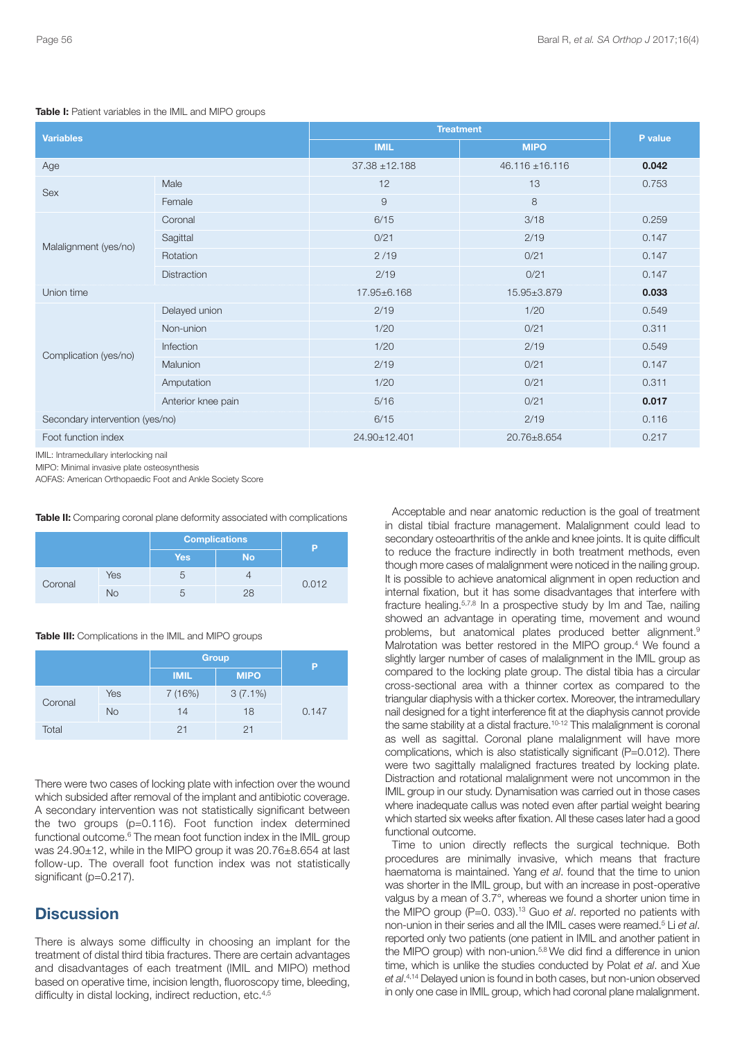**Table I:** Patient variables in the IMIL and MIPO groups

| Variables | | Treatment | | P value |
|---|---|---|---|---|
| | | IMIL | MIPO | |
| Age | | 37.38 ±12.188 | 46.116 ±16.116 | **0.042** |
| Sex | Male | 12 | 13 | 0.753 |
| | Female | 9 | 8 | |
| Malalignment (yes/no) | Coronal | 6/15 | 3/18 | 0.259 |
| | Sagittal | 0/21 | 2/19 | 0.147 |
| | Rotation | 2 /19 | 0/21 | 0.147 |
| | Distraction | 2/19 | 0/21 | 0.147 |
| Union time | | 17.95±6.168 | 15.95±3.879 | **0.033** |
| Complication (yes/no) | Delayed union | 2/19 | 1/20 | 0.549 |
| | Non-union | 1/20 | 0/21 | 0.311 |
| | Infection | 1/20 | 2/19 | 0.549 |
| | Malunion | 2/19 | 0/21 | 0.147 |
| | Amputation | 1/20 | 0/21 | 0.311 |
| | Anterior knee pain | 5/16 | 0/21 | **0.017** |
| Secondary intervention (yes/no) | | 6/15 | 2/19 | 0.116 |
| Foot function index | | 24.90±12.401 | 20.76±8.654 | 0.217 |

IMIL: Intramedullary interlocking nail

MIPO: Minimal invasive plate osteosynthesis

AOFAS: American Orthopaedic Foot and Ankle Society Score

**Table II:** Comparing coronal plane deformity associated with complications

| | | Complications | | P |
|---|---|---|---|---|
| | | Yes | No | |
| Coronal | Yes | 5 | 4 | 0.012 |
| | No | 5 | 28 | |

**Table III:** Complications in the IMIL and MIPO groups

| | | Group | | P |
|---|---|---|---|---|
| | | IMIL | MIPO | |
| Coronal | Yes | 7 (16%) | 3 (7.1%) | 0.147 |
| | No | 14 | 18 | |
| Total | | 21 | 21 | |

There were two cases of locking plate with infection over the wound which subsided after removal of the implant and antibiotic coverage. A secondary intervention was not statistically significant between the two groups (p=0.116). Foot function index determined functional outcome.[6] The mean foot function index in the IMIL group was 24.90±12, while in the MIPO group it was 20.76±8.654 at last follow-up. The overall foot function index was not statistically significant (p=0.217).

## Discussion

There is always some difficulty in choosing an implant for the treatment of distal third tibia fractures. There are certain advantages and disadvantages of each treatment (IMIL and MIPO) method based on operative time, incision length, fluoroscopy time, bleeding, difficulty in distal locking, indirect reduction, etc.[4,5]

Acceptable and near anatomic reduction is the goal of treatment in distal tibial fracture management. Malalignment could lead to secondary osteoarthritis of the ankle and knee joints. It is quite difficult to reduce the fracture indirectly in both treatment methods, even though more cases of malalignment were noticed in the nailing group. It is possible to achieve anatomical alignment in open reduction and internal fixation, but it has some disadvantages that interfere with fracture healing.[5,7,8] In a prospective study by Im and Tae, nailing showed an advantage in operating time, movement and wound problems, but anatomical plates produced better alignment.[9] Malrotation was better restored in the MIPO group.[4] We found a slightly larger number of cases of malalignment in the IMIL group as compared to the locking plate group. The distal tibia has a circular cross-sectional area with a thinner cortex as compared to the triangular diaphysis with a thicker cortex. Moreover, the intramedullary nail designed for a tight interference fit at the diaphysis cannot provide the same stability at a distal fracture.[10-12] This malalignment is coronal as well as sagittal. Coronal plane malalignment will have more complications, which is also statistically significant (P=0.012). There were two sagittally malaligned fractures treated by locking plate. Distraction and rotational malalignment were not uncommon in the IMIL group in our study. Dynamisation was carried out in those cases where inadequate callus was noted even after partial weight bearing which started six weeks after fixation. All these cases later had a good functional outcome.

Time to union directly reflects the surgical technique. Both procedures are minimally invasive, which means that fracture haematoma is maintained. Yang *et al*. found that the time to union was shorter in the IMIL group, but with an increase in post-operative valgus by a mean of 3.7°, whereas we found a shorter union time in the MIPO group (P=0. 033).[13] Guo *et al*. reported no patients with non-union in their series and all the IMIL cases were reamed.[5] Li *et al*. reported only two patients (one patient in IMIL and another patient in the MIPO group) with non-union.[5,8] We did find a difference in union time, which is unlike the studies conducted by Polat *et al*. and Xue *et al*.[4,14] Delayed union is found in both cases, but non-union observed in only one case in IMIL group, which had coronal plane malalignment.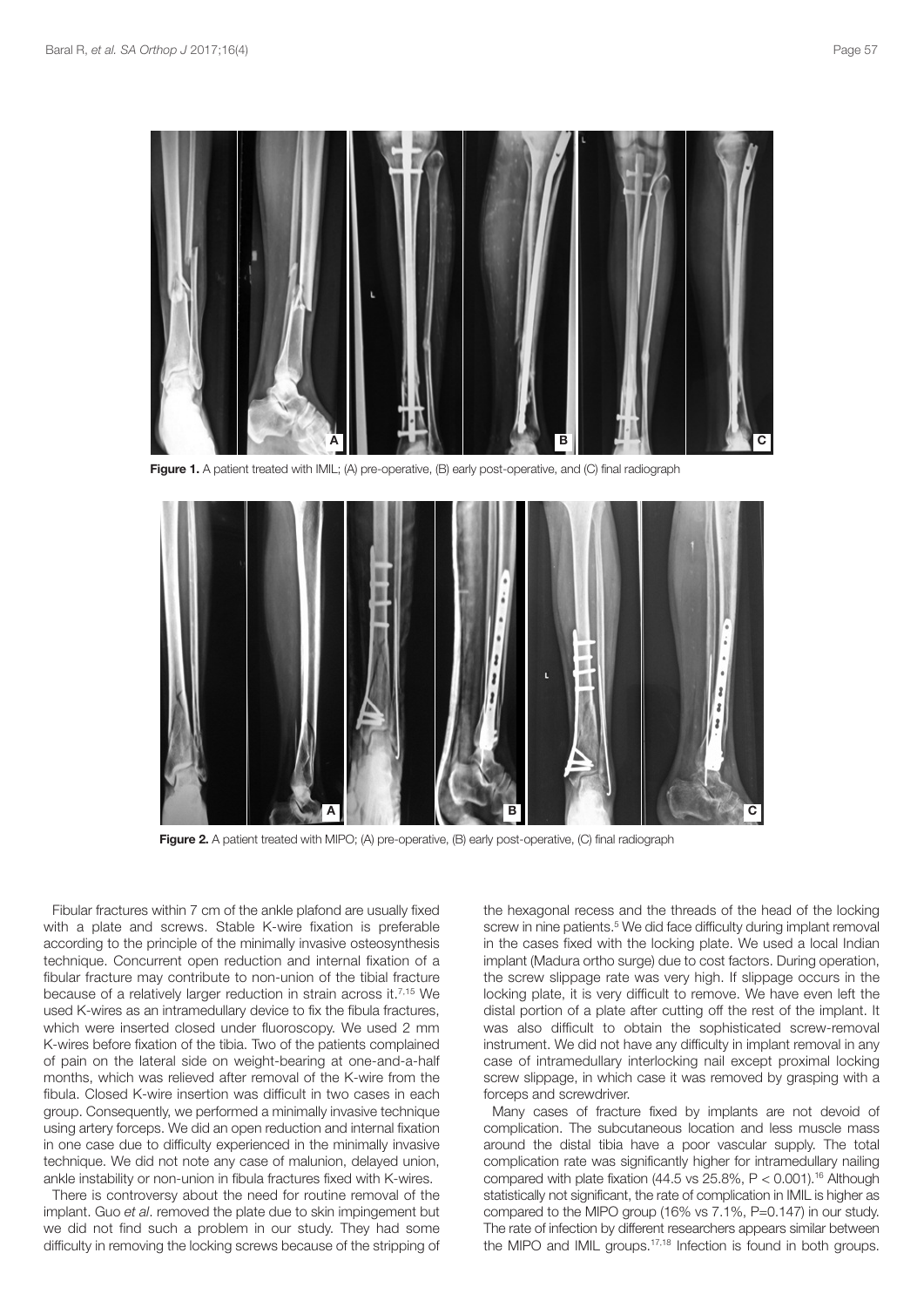Figure 1. A patient treated with IMIL; (A) pre-operative, (B) early post-operative, and (C) final radiograph

Figure 2. A patient treated with MIPO; (A) pre-operative, (B) early post-operative, (C) final radiograph

Fibular fractures within 7 cm of the ankle plafond are usually fixed with a plate and screws. Stable K-wire fixation is preferable according to the principle of the minimally invasive osteosynthesis technique. Concurrent open reduction and internal fixation of a fibular fracture may contribute to non-union of the tibial fracture because of a relatively larger reduction in strain across it.[7,15] We used K-wires as an intramedullary device to fix the fibula fractures, which were inserted closed under fluoroscopy. We used 2 mm K-wires before fixation of the tibia. Two of the patients complained of pain on the lateral side on weight-bearing at one-and-a-half months, which was relieved after removal of the K-wire from the fibula. Closed K-wire insertion was difficult in two cases in each group. Consequently, we performed a minimally invasive technique using artery forceps. We did an open reduction and internal fixation in one case due to difficulty experienced in the minimally invasive technique. We did not note any case of malunion, delayed union, ankle instability or non-union in fibula fractures fixed with K-wires.

There is controversy about the need for routine removal of the implant. Guo *et al*. removed the plate due to skin impingement but we did not find such a problem in our study. They had some difficulty in removing the locking screws because of the stripping of the hexagonal recess and the threads of the head of the locking screw in nine patients.[5] We did face difficulty during implant removal in the cases fixed with the locking plate. We used a local Indian implant (Madura ortho surge) due to cost factors. During operation, the screw slippage rate was very high. If slippage occurs in the locking plate, it is very difficult to remove. We have even left the distal portion of a plate after cutting off the rest of the implant. It was also difficult to obtain the sophisticated screw-removal instrument. We did not have any difficulty in implant removal in any case of intramedullary interlocking nail except proximal locking screw slippage, in which case it was removed by grasping with a forceps and screwdriver.

Many cases of fracture fixed by implants are not devoid of complication. The subcutaneous location and less muscle mass around the distal tibia have a poor vascular supply. The total complication rate was significantly higher for intramedullary nailing compared with plate fixation (44.5 vs 25.8%, $P < 0.001$).[16] Although statistically not significant, the rate of complication in IMIL is higher as compared to the MIPO group (16% vs 7.1%, $P=0.147$) in our study. The rate of infection by different researchers appears similar between the MIPO and IMIL groups.[17,18] Infection is found in both groups.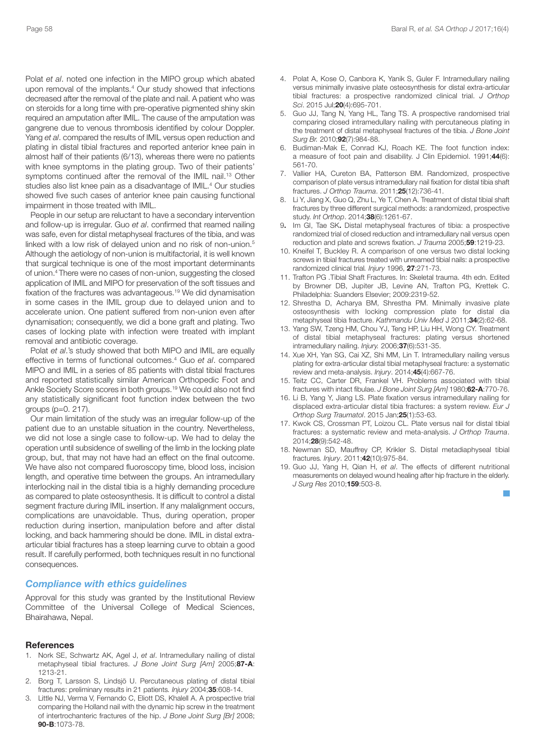Polat *et al*. noted one infection in the MIPO group which abated upon removal of the implants.[4] Our study showed that infections decreased after the removal of the plate and nail. A patient who was on steroids for a long time with pre-operative pigmented shiny skin required an amputation after IMIL. The cause of the amputation was gangrene due to venous thrombosis identified by colour Doppler. Yang *et al*. compared the results of IMIL versus open reduction and plating in distal tibial fractures and reported anterior knee pain in almost half of their patients (6/13), whereas there were no patients with knee symptoms in the plating group. Two of their patients' symptoms continued after the removal of the IMIL nail.[13] Other studies also list knee pain as a disadvantage of IMIL.[4] Our studies showed five such cases of anterior knee pain causing functional impairment in those treated with IMIL.

People in our setup are reluctant to have a secondary intervention and follow-up is irregular. Guo *et al*. confirmed that reamed nailing was safe, even for distal metaphyseal fractures of the tibia, and was linked with a low risk of delayed union and no risk of non-union.[5] Although the aetiology of non-union is multifactorial, it is well known that surgical technique is one of the most important determinants of union.[4] There were no cases of non-union, suggesting the closed application of IMIL and MIPO for preservation of the soft tissues and fixation of the fractures was advantageous.[19] We did dynamisation in some cases in the IMIL group due to delayed union and to accelerate union. One patient suffered from non-union even after dynamisation; consequently, we did a bone graft and plating. Two cases of locking plate with infection were treated with implant removal and antibiotic coverage.

Polat *et al*.'s study showed that both MIPO and IMIL are equally effective in terms of functional outcomes.[4] Guo *et al*. compared MIPO and IMIL in a series of 85 patients with distal tibial fractures and reported statistically similar American Orthopedic Foot and Ankle Society Score scores in both groups.[19] We could also not find any statistically significant foot function index between the two groups (p=0. 217).

Our main limitation of the study was an irregular follow-up of the patient due to an unstable situation in the country. Nevertheless, we did not lose a single case to follow-up. We had to delay the operation until subsidence of swelling of the limb in the locking plate group, but, that may not have had an effect on the final outcome. We have also not compared fluoroscopy time, blood loss, incision length, and operative time between the groups. An intramedullary interlocking nail in the distal tibia is a highly demanding procedure as compared to plate osteosynthesis. It is difficult to control a distal segment fracture during IMIL insertion. If any malalignment occurs, complications are unavoidable. Thus, during operation, proper reduction during insertion, manipulation before and after distal locking, and back hammering should be done. IMIL in distal extra-articular tibial fractures has a steep learning curve to obtain a good result. If carefully performed, both techniques result in no functional consequences.

## *Compliance with ethics guidelines*

Approval for this study was granted by the Institutional Review Committee of the Universal College of Medical Sciences, Bhairahawa, Nepal.

## References

1. Nork SE, Schwartz AK, Agel J, *et al*. Intramedullary nailing of distal metaphyseal tibial fractures. *J Bone Joint Surg [Am]* 2005;**87-A**: 1213-21.
2. Borg T, Larsson S, Lindsjö U. Percutaneous plating of distal tibial fractures: preliminary results in 21 patients. *Injury* 2004;**35**:608-14.
3. Little NJ, Verma V, Fernando C, Eliott DS, Khalell A. A prospective trial comparing the Holland nail with the dynamic hip screw in the treatment of intertrochanteric fractures of the hip. *J Bone Joint Surg [Br]* 2008; **90-B**:1073-78.
4. Polat A, Kose O, Canbora K, Yanik S, Guler F. Intramedullary nailing versus minimally invasive plate osteosynthesis for distal extra-articular tibial fractures: a prospective randomized clinical trial. *J Orthop Sci*. 2015 Jul;**20**(4):695-701.
5. Guo JJ, Tang N, Yang HL, Tang TS. A prospective randomised trial comparing closed intramedullary nailing with percutaneous plating in the treatment of distal metaphyseal fractures of the tibia. *J Bone Joint Surg Br.* 2010;**92**(7):984-88.
6. Budiman-Mak E, Conrad KJ, Roach KE. The foot function index: a measure of foot pain and disability. J Clin Epidemiol. 1991;**44**(6): 561-70.
7. Vallier HA, Cureton BA, Patterson BM. Randomized, prospective comparison of plate versus intramedullary nail fixation for distal tibia shaft fractures. *J Orthop Trauma*. 2011;**25**(12):736-41.
8. Li Y, Jiang X, Guo Q, Zhu L, Ye T, Chen A. Treatment of distal tibial shaft fractures by three different surgical methods: a randomized, prospective study. *Int Orthop*. 2014;**38**(6):1261-67.
9. Im GI, Tae SK**.** Distal metaphyseal fractures of tibia: a prospective randomized trial of closed reduction and intramedullary nail versus open reduction and plate and screws fixation. *J Trauma* 2005;**59**:1219-23.
10. Kneifel T, Buckley R. A comparison of one versus two distal locking screws in tibial fractures treated with unreamed tibial nails: a prospective randomized clinical trial. *Injury* 1996, **27**:271-73.
11. Trafton PG .Tibial Shaft Fractures. In: Skeletal trauma. 4th edn. Edited by Browner DB, Jupiter JB, Levine AN, Trafton PG, Krettek C. Philadelphia: Suanders Elsevier; 2009:2319-52.
12. Shrestha D, Acharya BM, Shrestha PM. Minimally invasive plate osteosynthesis with locking compression plate for distal dia metaphyseal tibia fracture. *Kathmandu Univ Med* J 2011;**34**(2):62-68.
13. Yang SW, Tzeng HM, Chou YJ, Teng HP, Liu HH, Wong CY. Treatment of distal tibial metaphyseal fractures: plating versus shortened intramedullary nailing. *Injury.* 2006;**37**(6):531-35.
14. Xue XH, Yan SG, Cai XZ, Shi MM, Lin T. Intramedullary nailing versus plating for extra-articular distal tibial metaphyseal fracture: a systematic review and meta-analysis. *Injury*. 2014;**45**(4):667-76.
15. Teitz CC, Carter DR, Frankel VH. Problems associated with tibial fractures with intact fibulae. *J Bone Joint Surg [Am]* 1980;**62-A**:770-76.
16. Li B, Yang Y, Jiang LS. Plate fixation versus intramedullary nailing for displaced extra-articular distal tibia fractures: a system review. *Eur J Orthop Surg Traumatol*. 2015 Jan;**25**(1):53-63.
17. Kwok CS, Crossman PT, Loizou CL. Plate versus nail for distal tibial fractures: a systematic review and meta-analysis. *J Orthop Trauma*. 2014;**28**(9):542-48.
18. Newman SD, Mauffrey CP, Krikler S. Distal metadiaphyseal tibial fractures*. Injury*. 2011;**42**(10):975-84.
19. Guo JJ, Yang H, Qian H, *et al*. The effects of different nutritional measurements on delayed wound healing after hip fracture in the elderly. *J Surg Res* 2010;**159**:503-8.